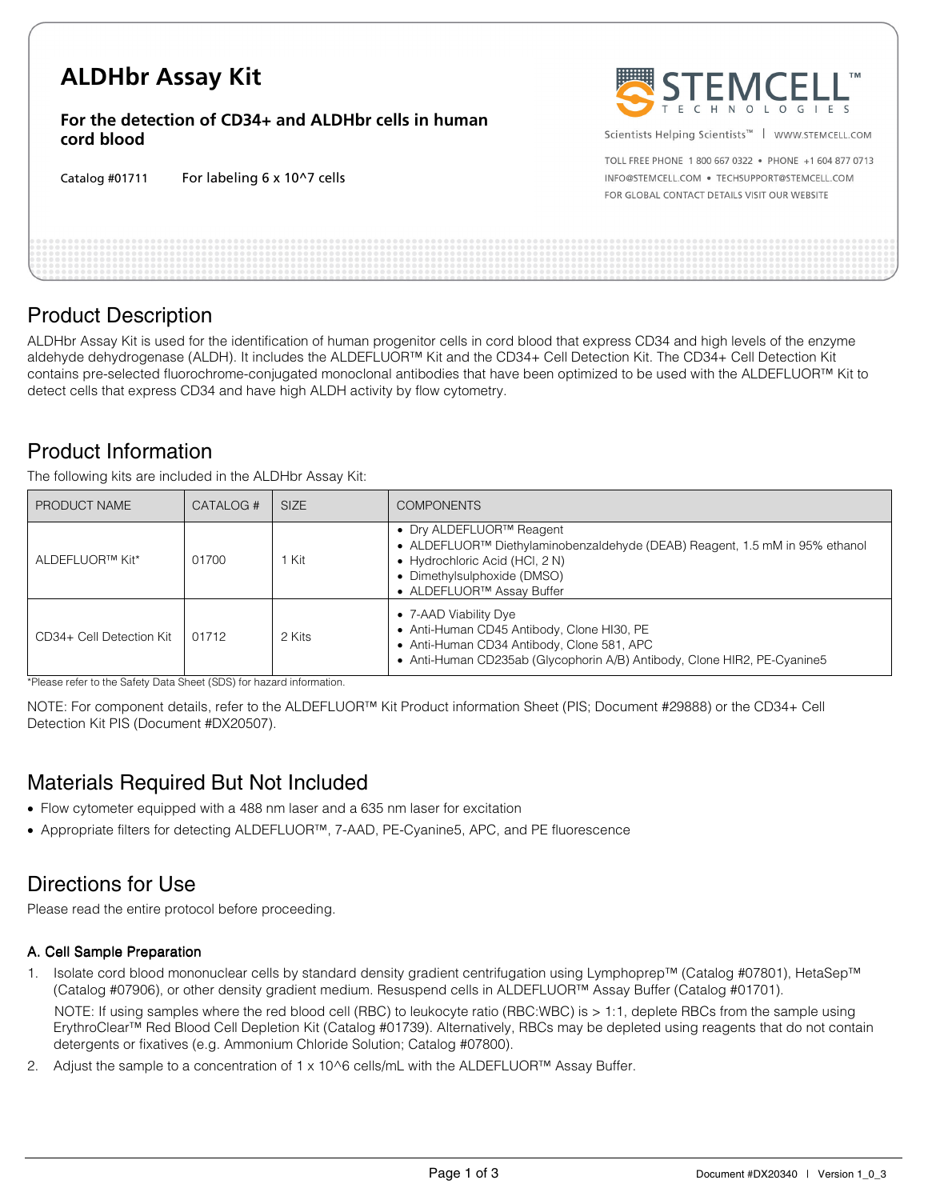# ALDHbr Assay Kit

**For the detection of CD34+ and ALDHbr cells in human cord blood**

Catalog #01711 For labeling 6 x 10^7 cells

STEMCELL TECHNOLOGIES

Scientists Helping Scientists™ | WWW.STEMCELL.COM

TOLL FREE PHONE 1 800 667 0322 • PHONE +1 604 877 0713

INFO@STEMCELL.COM • TECHSUPPORT@STEMCELL.COM

FOR GLOBAL CONTACT DETAILS VISIT OUR WEBSITE

## Product Description

ALDHbr Assay Kit is used for the identification of human progenitor cells in cord blood that express CD34 and high levels of the enzyme aldehyde dehydrogenase (ALDH). It includes the ALDEFLUOR™ Kit and the CD34+ Cell Detection Kit. The CD34+ Cell Detection Kit contains pre-selected fluorochrome-conjugated monoclonal antibodies that have been optimized to be used with the ALDEFLUOR™ Kit to detect cells that express CD34 and have high ALDH activity by flow cytometry.

## Product Information

The following kits are included in the ALDHbr Assay Kit:

| PRODUCT NAME | CATALOG # | SIZE | COMPONENTS |
|---|---|---|---|
| ALDEFLUOR™ Kit* | 01700 | 1 Kit | • Dry ALDEFLUOR™ Reagent<br>• ALDEFLUOR™ Diethylaminobenzaldehyde (DEAB) Reagent, 1.5 mM in 95% ethanol<br>• Hydrochloric Acid (HCl, 2 N)<br>• Dimethylsulphoxide (DMSO)<br>• ALDEFLUOR™ Assay Buffer |
| CD34+ Cell Detection Kit | 01712 | 2 Kits | • 7-AAD Viability Dye<br>• Anti-Human CD45 Antibody, Clone HI30, PE<br>• Anti-Human CD34 Antibody, Clone 581, APC<br>• Anti-Human CD235ab (Glycophorin A/B) Antibody, Clone HIR2, PE-Cyanine5 |

*Please refer to the Safety Data Sheet (SDS) for hazard information.

NOTE: For component details, refer to the ALDEFLUOR™ Kit Product information Sheet (PIS; Document #29888) or the CD34+ Cell Detection Kit PIS (Document #DX20507).

## Materials Required But Not Included

- Flow cytometer equipped with a 488 nm laser and a 635 nm laser for excitation
- Appropriate filters for detecting ALDEFLUOR™, 7-AAD, PE-Cyanine5, APC, and PE fluorescence

## Directions for Use

Please read the entire protocol before proceeding.

### A. Cell Sample Preparation

1. Isolate cord blood mononuclear cells by standard density gradient centrifugation using Lymphoprep™ (Catalog #07801), HetaSep™ (Catalog #07906), or other density gradient medium. Resuspend cells in ALDEFLUOR™ Assay Buffer (Catalog #01701).

   NOTE: If using samples where the red blood cell (RBC) to leukocyte ratio (RBC:WBC) is > 1:1, deplete RBCs from the sample using ErythroClear™ Red Blood Cell Depletion Kit (Catalog #01739). Alternatively, RBCs may be depleted using reagents that do not contain detergents or fixatives (e.g. Ammonium Chloride Solution; Catalog #07800).

2. Adjust the sample to a concentration of 1 x 10^6 cells/mL with the ALDEFLUOR™ Assay Buffer.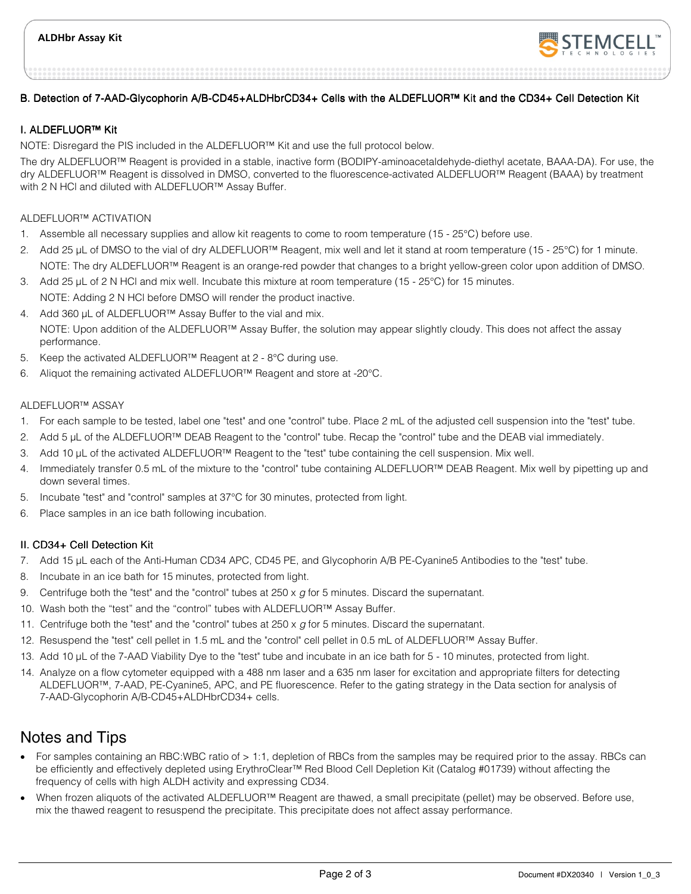## B. Detection of 7-AAD-Glycophorin A/B-CD45+ALDHbrCD34+ Cells with the ALDEFLUOR™ Kit and the CD34+ Cell Detection Kit

### I. ALDEFLUOR™ Kit

NOTE: Disregard the PIS included in the ALDEFLUOR™ Kit and use the full protocol below.

The dry ALDEFLUOR™ Reagent is provided in a stable, inactive form (BODIPY-aminoacetaldehyde-diethyl acetate, BAAA-DA). For use, the dry ALDEFLUOR™ Reagent is dissolved in DMSO, converted to the fluorescence-activated ALDEFLUOR™ Reagent (BAAA) by treatment with 2 N HCl and diluted with ALDEFLUOR™ Assay Buffer.

ALDEFLUOR™ ACTIVATION

1. Assemble all necessary supplies and allow kit reagents to come to room temperature (15 - 25°C) before use.
2. Add 25 µL of DMSO to the vial of dry ALDEFLUOR™ Reagent, mix well and let it stand at room temperature (15 - 25°C) for 1 minute.
   NOTE: The dry ALDEFLUOR™ Reagent is an orange-red powder that changes to a bright yellow-green color upon addition of DMSO.
3. Add 25 µL of 2 N HCl and mix well. Incubate this mixture at room temperature (15 - 25°C) for 15 minutes.
   NOTE: Adding 2 N HCl before DMSO will render the product inactive.
4. Add 360 µL of ALDEFLUOR™ Assay Buffer to the vial and mix.
   NOTE: Upon addition of the ALDEFLUOR™ Assay Buffer, the solution may appear slightly cloudy. This does not affect the assay performance.
5. Keep the activated ALDEFLUOR™ Reagent at 2 - 8°C during use.
6. Aliquot the remaining activated ALDEFLUOR™ Reagent and store at -20°C.

ALDEFLUOR™ ASSAY

1. For each sample to be tested, label one "test" and one "control" tube. Place 2 mL of the adjusted cell suspension into the "test" tube.
2. Add 5 µL of the ALDEFLUOR™ DEAB Reagent to the "control" tube. Recap the "control" tube and the DEAB vial immediately.
3. Add 10 µL of the activated ALDEFLUOR™ Reagent to the "test" tube containing the cell suspension. Mix well.
4. Immediately transfer 0.5 mL of the mixture to the "control" tube containing ALDEFLUOR™ DEAB Reagent. Mix well by pipetting up and down several times.
5. Incubate "test" and "control" samples at 37°C for 30 minutes, protected from light.
6. Place samples in an ice bath following incubation.

### II. CD34+ Cell Detection Kit

7. Add 15 µL each of the Anti-Human CD34 APC, CD45 PE, and Glycophorin A/B PE-Cyanine5 Antibodies to the "test" tube.
8. Incubate in an ice bath for 15 minutes, protected from light.
9. Centrifuge both the "test" and the "control" tubes at 250 x *g* for 5 minutes. Discard the supernatant.
10. Wash both the "test" and the "control" tubes with ALDEFLUOR™ Assay Buffer.
11. Centrifuge both the "test" and the "control" tubes at 250 x *g* for 5 minutes. Discard the supernatant.
12. Resuspend the "test" cell pellet in 1.5 mL and the "control" cell pellet in 0.5 mL of ALDEFLUOR™ Assay Buffer.
13. Add 10 µL of the 7-AAD Viability Dye to the "test" tube and incubate in an ice bath for 5 - 10 minutes, protected from light.
14. Analyze on a flow cytometer equipped with a 488 nm laser and a 635 nm laser for excitation and appropriate filters for detecting ALDEFLUOR™, 7-AAD, PE-Cyanine5, APC, and PE fluorescence. Refer to the gating strategy in the Data section for analysis of 7-AAD-Glycophorin A/B-CD45+ALDHbrCD34+ cells.

# Notes and Tips

- For samples containing an RBC:WBC ratio of > 1:1, depletion of RBCs from the samples may be required prior to the assay. RBCs can be efficiently and effectively depleted using ErythroClear™ Red Blood Cell Depletion Kit (Catalog #01739) without affecting the frequency of cells with high ALDH activity and expressing CD34.
- When frozen aliquots of the activated ALDEFLUOR™ Reagent are thawed, a small precipitate (pellet) may be observed. Before use, mix the thawed reagent to resuspend the precipitate. This precipitate does not affect assay performance.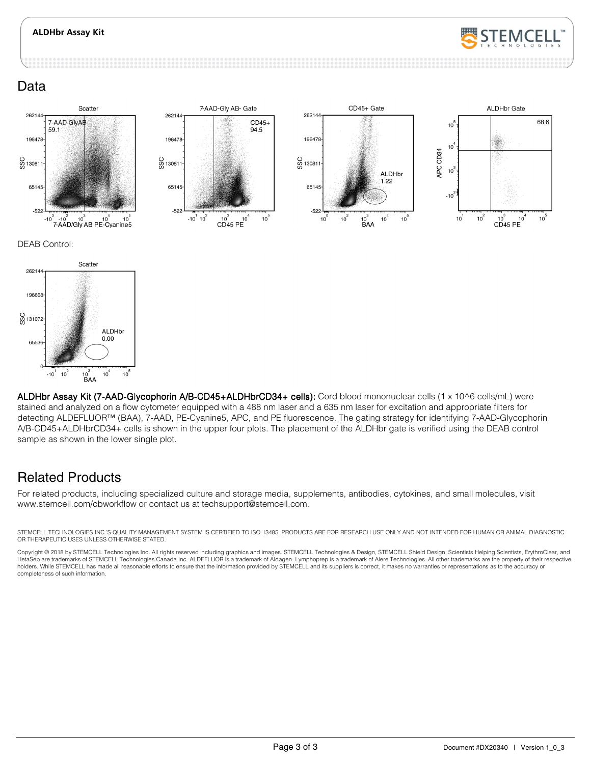## Data

Scatter

7-AAD-GlyAB-
59.1

SSC

7-AAD/Gly AB PE-Cyanine5

7-AAD-Gly AB- Gate

CD45+
94.5

SSC

CD45 PE

CD45+ Gate

ALDHbr
1.22

SSC

BAA

ALDHbr Gate

68.6

APC CD34

CD45 PE

DEAB Control:

Scatter

ALDHbr
0.00

SSC

BAA

**ALDHbr Assay Kit (7-AAD-Glycophorin A/B-CD45+ALDHbrCD34+ cells):** Cord blood mononuclear cells (1 x 10^6 cells/mL) were stained and analyzed on a flow cytometer equipped with a 488 nm laser and a 635 nm laser for excitation and appropriate filters for detecting ALDEFLUOR™ (BAA), 7-AAD, PE-Cyanine5, APC, and PE fluorescence. The gating strategy for identifying 7-AAD-Glycophorin A/B-CD45+ALDHbrCD34+ cells is shown in the upper four plots. The placement of the ALDHbr gate is verified using the DEAB control sample as shown in the lower single plot.

## Related Products

For related products, including specialized culture and storage media, supplements, antibodies, cytokines, and small molecules, visit www.stemcell.com/cbworkflow or contact us at techsupport@stemcell.com.

STEMCELL TECHNOLOGIES INC.'S QUALITY MANAGEMENT SYSTEM IS CERTIFIED TO ISO 13485. PRODUCTS ARE FOR RESEARCH USE ONLY AND NOT INTENDED FOR HUMAN OR ANIMAL DIAGNOSTIC OR THERAPEUTIC USES UNLESS OTHERWISE STATED.

Copyright © 2018 by STEMCELL Technologies Inc. All rights reserved including graphics and images. STEMCELL Technologies & Design, STEMCELL Shield Design, Scientists Helping Scientists, ErythroClear, and HetaSep are trademarks of STEMCELL Technologies Canada Inc. ALDEFLUOR is a trademark of Aldagen. Lymphoprep is a trademark of Alere Technologies. All other trademarks are the property of their respective holders. While STEMCELL has made all reasonable efforts to ensure that the information provided by STEMCELL and its suppliers is correct, it makes no warranties or representations as to the accuracy or completeness of such information.

Document #DX20340 | Version 1_0_3